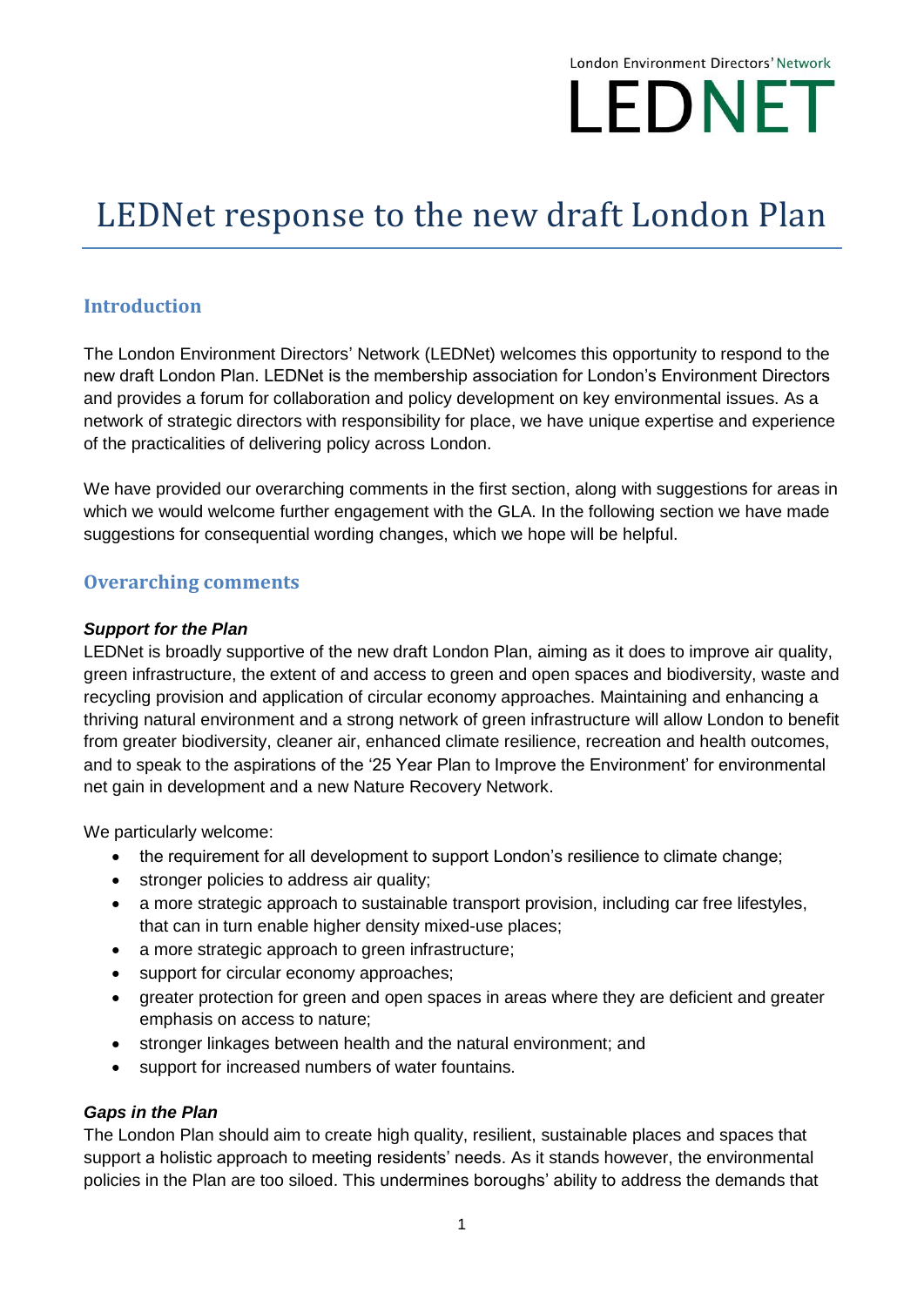London Environment Directors' Network

LEDNET

# LEDNet response to the new draft London Plan

## Introduction

The London Environment Directors' Network (LEDNet) welcomes this opportunity to respond to the new draft London Plan. LEDNet is the membership association for London's Environment Directors and provides a forum for collaboration and policy development on key environmental issues. As a network of strategic directors with responsibility for place, we have unique expertise and experience of the practicalities of delivering policy across London.

We have provided our overarching comments in the first section, along with suggestions for areas in which we would welcome further engagement with the GLA. In the following section we have made suggestions for consequential wording changes, which we hope will be helpful.

## Overarching comments

***Support for the Plan***

LEDNet is broadly supportive of the new draft London Plan, aiming as it does to improve air quality, green infrastructure, the extent of and access to green and open spaces and biodiversity, waste and recycling provision and application of circular economy approaches. Maintaining and enhancing a thriving natural environment and a strong network of green infrastructure will allow London to benefit from greater biodiversity, cleaner air, enhanced climate resilience, recreation and health outcomes, and to speak to the aspirations of the '25 Year Plan to Improve the Environment' for environmental net gain in development and a new Nature Recovery Network.

We particularly welcome:

- the requirement for all development to support London's resilience to climate change;
- stronger policies to address air quality;
- a more strategic approach to sustainable transport provision, including car free lifestyles, that can in turn enable higher density mixed-use places;
- a more strategic approach to green infrastructure;
- support for circular economy approaches;
- greater protection for green and open spaces in areas where they are deficient and greater emphasis on access to nature;
- stronger linkages between health and the natural environment; and
- support for increased numbers of water fountains.

***Gaps in the Plan***

The London Plan should aim to create high quality, resilient, sustainable places and spaces that support a holistic approach to meeting residents' needs. As it stands however, the environmental policies in the Plan are too siloed. This undermines boroughs' ability to address the demands that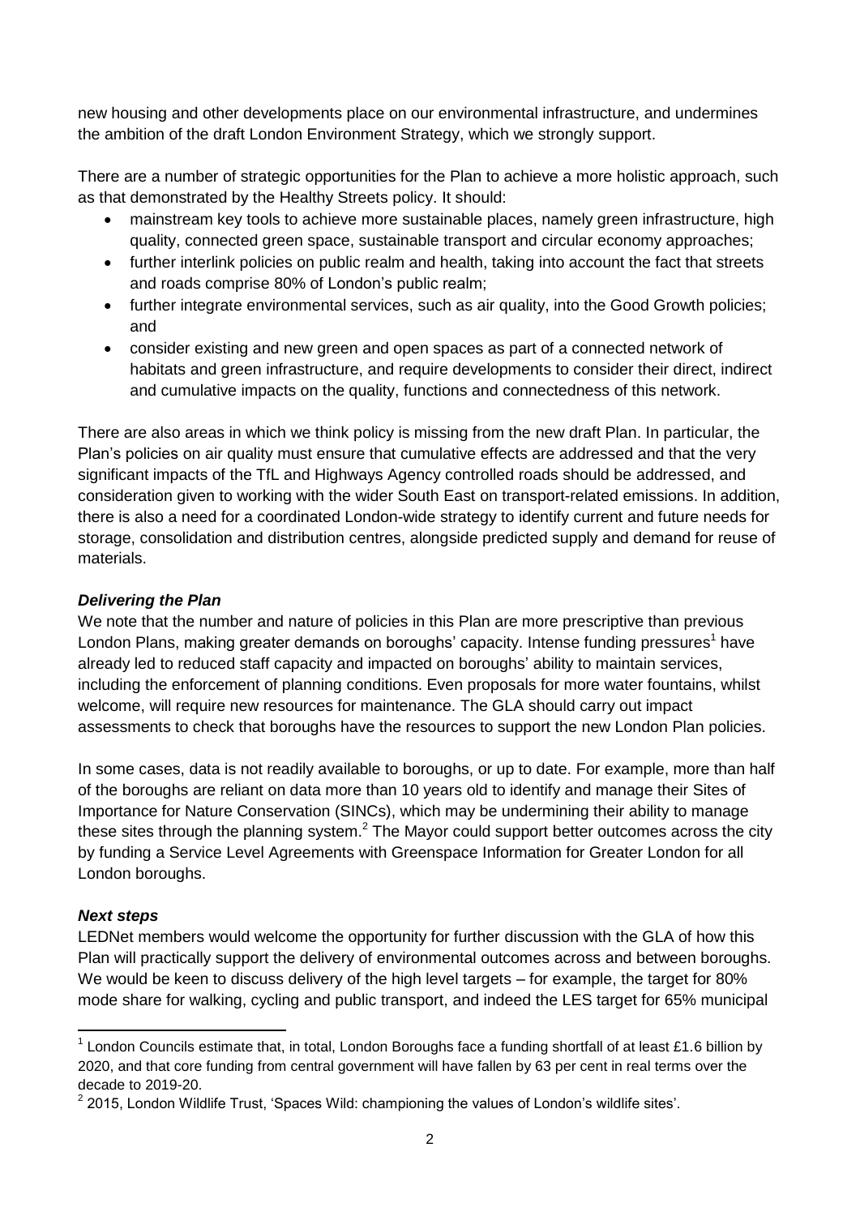new housing and other developments place on our environmental infrastructure, and undermines the ambition of the draft London Environment Strategy, which we strongly support.

There are a number of strategic opportunities for the Plan to achieve a more holistic approach, such as that demonstrated by the Healthy Streets policy. It should:

- mainstream key tools to achieve more sustainable places, namely green infrastructure, high quality, connected green space, sustainable transport and circular economy approaches;
- further interlink policies on public realm and health, taking into account the fact that streets and roads comprise 80% of London's public realm;
- further integrate environmental services, such as air quality, into the Good Growth policies; and
- consider existing and new green and open spaces as part of a connected network of habitats and green infrastructure, and require developments to consider their direct, indirect and cumulative impacts on the quality, functions and connectedness of this network.

There are also areas in which we think policy is missing from the new draft Plan. In particular, the Plan's policies on air quality must ensure that cumulative effects are addressed and that the very significant impacts of the TfL and Highways Agency controlled roads should be addressed, and consideration given to working with the wider South East on transport-related emissions. In addition, there is also a need for a coordinated London-wide strategy to identify current and future needs for storage, consolidation and distribution centres, alongside predicted supply and demand for reuse of materials.

***Delivering the Plan***

We note that the number and nature of policies in this Plan are more prescriptive than previous London Plans, making greater demands on boroughs' capacity. Intense funding pressures[1] have already led to reduced staff capacity and impacted on boroughs' ability to maintain services, including the enforcement of planning conditions. Even proposals for more water fountains, whilst welcome, will require new resources for maintenance. The GLA should carry out impact assessments to check that boroughs have the resources to support the new London Plan policies.

In some cases, data is not readily available to boroughs, or up to date. For example, more than half of the boroughs are reliant on data more than 10 years old to identify and manage their Sites of Importance for Nature Conservation (SINCs), which may be undermining their ability to manage these sites through the planning system.[2] The Mayor could support better outcomes across the city by funding a Service Level Agreements with Greenspace Information for Greater London for all London boroughs.

***Next steps***

LEDNet members would welcome the opportunity for further discussion with the GLA of how this Plan will practically support the delivery of environmental outcomes across and between boroughs. We would be keen to discuss delivery of the high level targets – for example, the target for 80% mode share for walking, cycling and public transport, and indeed the LES target for 65% municipal

---

[1] London Councils estimate that, in total, London Boroughs face a funding shortfall of at least £1.6 billion by 2020, and that core funding from central government will have fallen by 63 per cent in real terms over the decade to 2019-20.

[2] 2015, London Wildlife Trust, 'Spaces Wild: championing the values of London's wildlife sites'.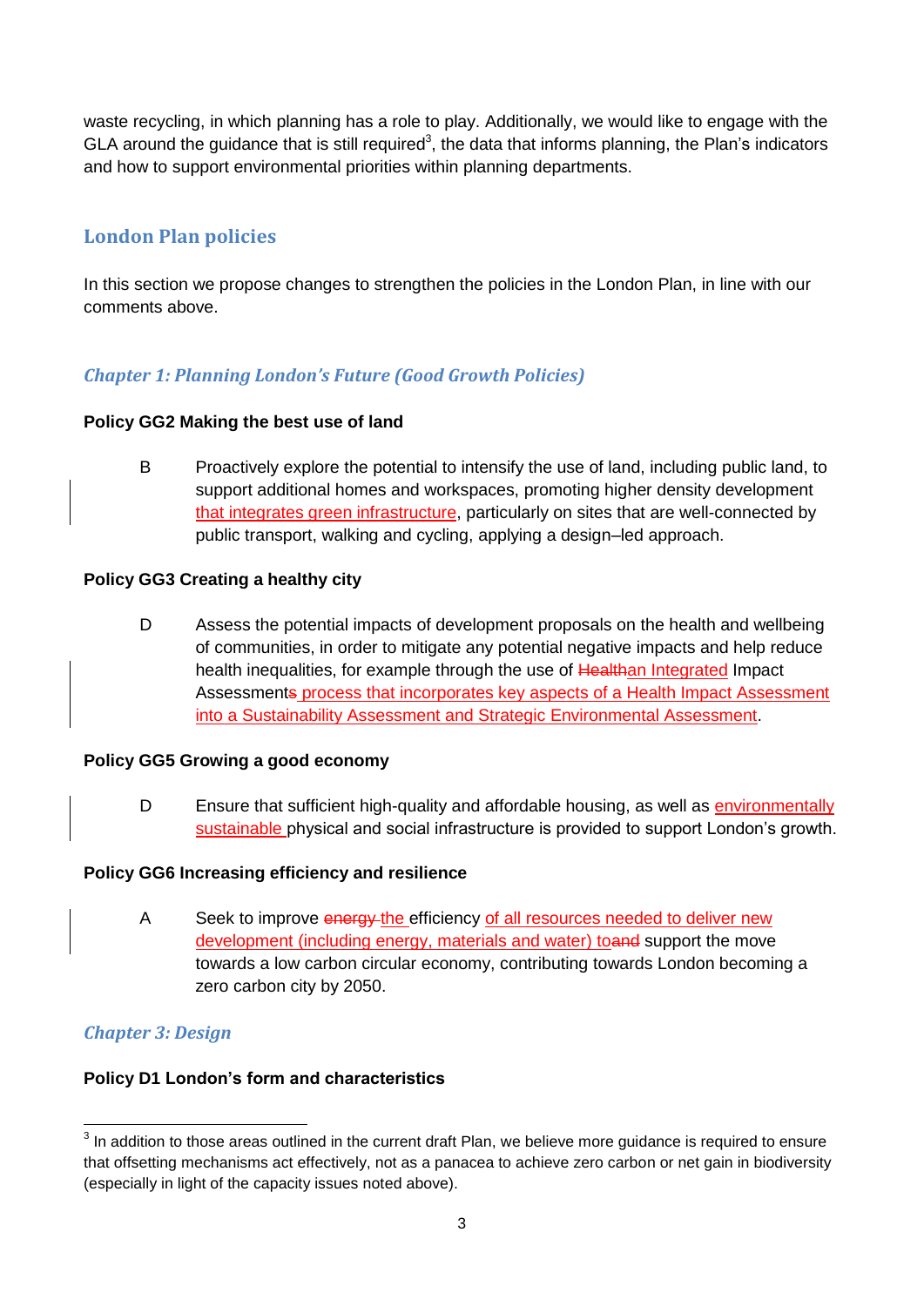waste recycling, in which planning has a role to play. Additionally, we would like to engage with the GLA around the guidance that is still required[3], the data that informs planning, the Plan's indicators and how to support environmental priorities within planning departments.

## London Plan policies

In this section we propose changes to strengthen the policies in the London Plan, in line with our comments above.

### *Chapter 1: Planning London's Future (Good Growth Policies)*

**Policy GG2 Making the best use of land**

B Proactively explore the potential to intensify the use of land, including public land, to support additional homes and workspaces, promoting higher density development <ins>that integrates green infrastructure</ins>, particularly on sites that are well-connected by public transport, walking and cycling, applying a design–led approach.

**Policy GG3 Creating a healthy city**

D Assess the potential impacts of development proposals on the health and wellbeing of communities, in order to mitigate any potential negative impacts and help reduce health inequalities, for example through the use of ~~Health~~<ins>an Integrated</ins> Impact Assessment~~s~~<ins> process that incorporates key aspects of a Health Impact Assessment into a Sustainability Assessment and Strategic Environmental Assessment</ins>.

**Policy GG5 Growing a good economy**

D Ensure that sufficient high-quality and affordable housing, as well as <ins>environmentally sustainable </ins>physical and social infrastructure is provided to support London's growth.

**Policy GG6 Increasing efficiency and resilience**

A Seek to improve ~~energy~~ <ins>the </ins>efficiency <ins>of all resources needed to deliver new development (including energy, materials and water) to</ins>~~and~~ support the move towards a low carbon circular economy, contributing towards London becoming a zero carbon city by 2050.

### *Chapter 3: Design*

**Policy D1 London's form and characteristics**

---

[3] In addition to those areas outlined in the current draft Plan, we believe more guidance is required to ensure that offsetting mechanisms act effectively, not as a panacea to achieve zero carbon or net gain in biodiversity (especially in light of the capacity issues noted above).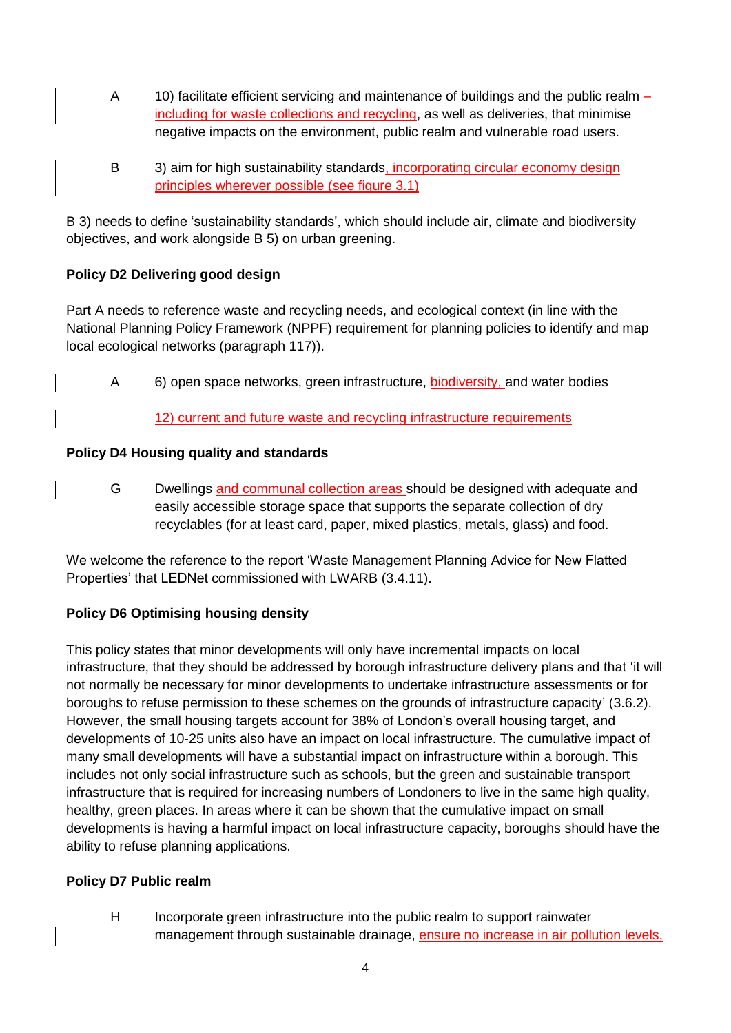A 10) facilitate efficient servicing and maintenance of buildings and the public realm – including for waste collections and recycling, as well as deliveries, that minimise negative impacts on the environment, public realm and vulnerable road users.

B 3) aim for high sustainability standards, incorporating circular economy design principles wherever possible (see figure 3.1)

B 3) needs to define 'sustainability standards', which should include air, climate and biodiversity objectives, and work alongside B 5) on urban greening.

**Policy D2 Delivering good design**

Part A needs to reference waste and recycling needs, and ecological context (in line with the National Planning Policy Framework (NPPF) requirement for planning policies to identify and map local ecological networks (paragraph 117)).

A 6) open space networks, green infrastructure, biodiversity, and water bodies

12) current and future waste and recycling infrastructure requirements

**Policy D4 Housing quality and standards**

G Dwellings and communal collection areas should be designed with adequate and easily accessible storage space that supports the separate collection of dry recyclables (for at least card, paper, mixed plastics, metals, glass) and food.

We welcome the reference to the report 'Waste Management Planning Advice for New Flatted Properties' that LEDNet commissioned with LWARB (3.4.11).

**Policy D6 Optimising housing density**

This policy states that minor developments will only have incremental impacts on local infrastructure, that they should be addressed by borough infrastructure delivery plans and that 'it will not normally be necessary for minor developments to undertake infrastructure assessments or for boroughs to refuse permission to these schemes on the grounds of infrastructure capacity' (3.6.2). However, the small housing targets account for 38% of London's overall housing target, and developments of 10-25 units also have an impact on local infrastructure. The cumulative impact of many small developments will have a substantial impact on infrastructure within a borough. This includes not only social infrastructure such as schools, but the green and sustainable transport infrastructure that is required for increasing numbers of Londoners to live in the same high quality, healthy, green places. In areas where it can be shown that the cumulative impact on small developments is having a harmful impact on local infrastructure capacity, boroughs should have the ability to refuse planning applications.

**Policy D7 Public realm**

H Incorporate green infrastructure into the public realm to support rainwater management through sustainable drainage, ensure no increase in air pollution levels,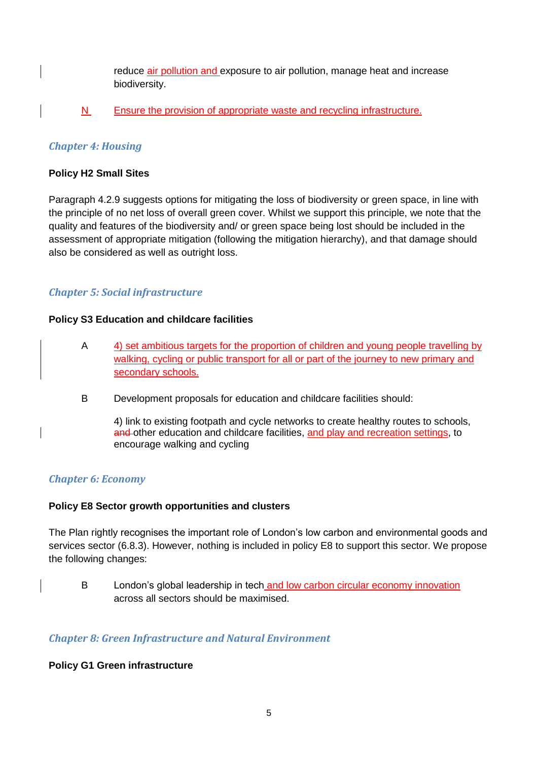reduce air pollution and exposure to air pollution, manage heat and increase biodiversity.

N Ensure the provision of appropriate waste and recycling infrastructure.

## *Chapter 4: Housing*

**Policy H2 Small Sites**

Paragraph 4.2.9 suggests options for mitigating the loss of biodiversity or green space, in line with the principle of no net loss of overall green cover. Whilst we support this principle, we note that the quality and features of the biodiversity and/ or green space being lost should be included in the assessment of appropriate mitigation (following the mitigation hierarchy), and that damage should also be considered as well as outright loss.

## *Chapter 5: Social infrastructure*

**Policy S3 Education and childcare facilities**

A 4) set ambitious targets for the proportion of children and young people travelling by walking, cycling or public transport for all or part of the journey to new primary and secondary schools.

B Development proposals for education and childcare facilities should:

4) link to existing footpath and cycle networks to create healthy routes to schools, ~~and~~ other education and childcare facilities, and play and recreation settings, to encourage walking and cycling

## *Chapter 6: Economy*

**Policy E8 Sector growth opportunities and clusters**

The Plan rightly recognises the important role of London's low carbon and environmental goods and services sector (6.8.3). However, nothing is included in policy E8 to support this sector. We propose the following changes:

B London's global leadership in tech and low carbon circular economy innovation across all sectors should be maximised.

## *Chapter 8: Green Infrastructure and Natural Environment*

**Policy G1 Green infrastructure**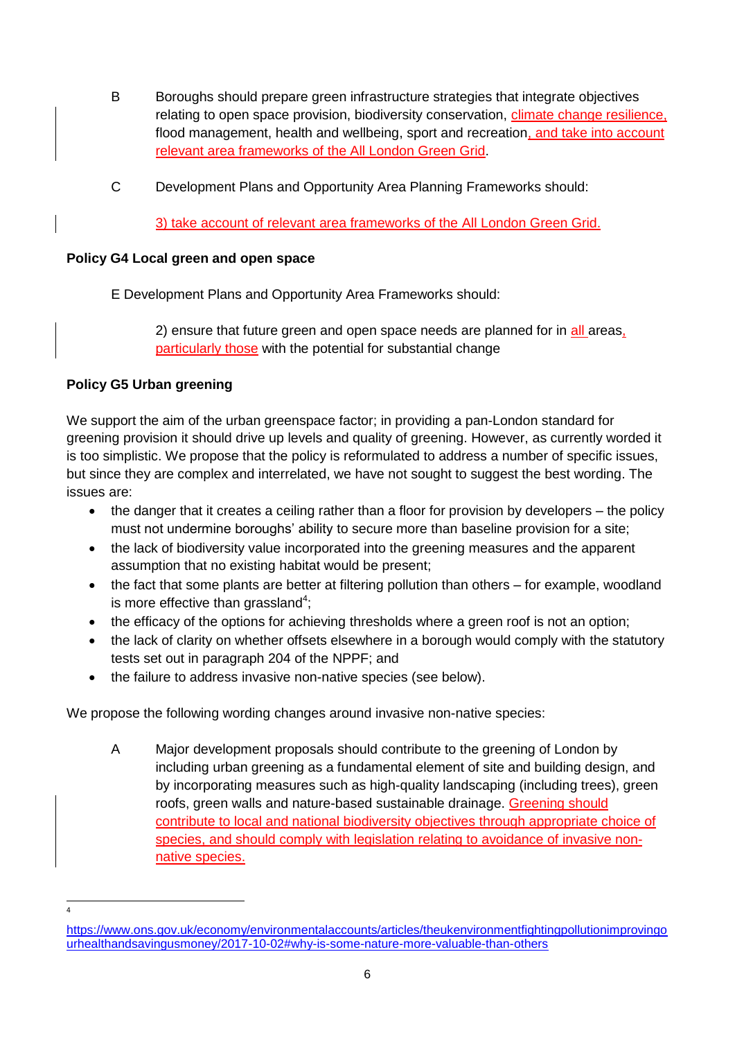B Boroughs should prepare green infrastructure strategies that integrate objectives relating to open space provision, biodiversity conservation, climate change resilience, flood management, health and wellbeing, sport and recreation, and take into account relevant area frameworks of the All London Green Grid.

C Development Plans and Opportunity Area Planning Frameworks should:

3) take account of relevant area frameworks of the All London Green Grid.

**Policy G4 Local green and open space**

E Development Plans and Opportunity Area Frameworks should:

2) ensure that future green and open space needs are planned for in all areas, particularly those with the potential for substantial change

**Policy G5 Urban greening**

We support the aim of the urban greenspace factor; in providing a pan-London standard for greening provision it should drive up levels and quality of greening. However, as currently worded it is too simplistic. We propose that the policy is reformulated to address a number of specific issues, but since they are complex and interrelated, we have not sought to suggest the best wording. The issues are:

- the danger that it creates a ceiling rather than a floor for provision by developers – the policy must not undermine boroughs' ability to secure more than baseline provision for a site;
- the lack of biodiversity value incorporated into the greening measures and the apparent assumption that no existing habitat would be present;
- the fact that some plants are better at filtering pollution than others – for example, woodland is more effective than grassland[4];
- the efficacy of the options for achieving thresholds where a green roof is not an option;
- the lack of clarity on whether offsets elsewhere in a borough would comply with the statutory tests set out in paragraph 204 of the NPPF; and
- the failure to address invasive non-native species (see below).

We propose the following wording changes around invasive non-native species:

A Major development proposals should contribute to the greening of London by including urban greening as a fundamental element of site and building design, and by incorporating measures such as high-quality landscaping (including trees), green roofs, green walls and nature-based sustainable drainage. Greening should contribute to local and national biodiversity objectives through appropriate choice of species, and should comply with legislation relating to avoidance of invasive non-native species.

---

[4] https://www.ons.gov.uk/economy/environmentalaccounts/articles/theukenvironmentfightingpollutionimprovingourhealthandsavingusmoney/2017-10-02#why-is-some-nature-more-valuable-than-others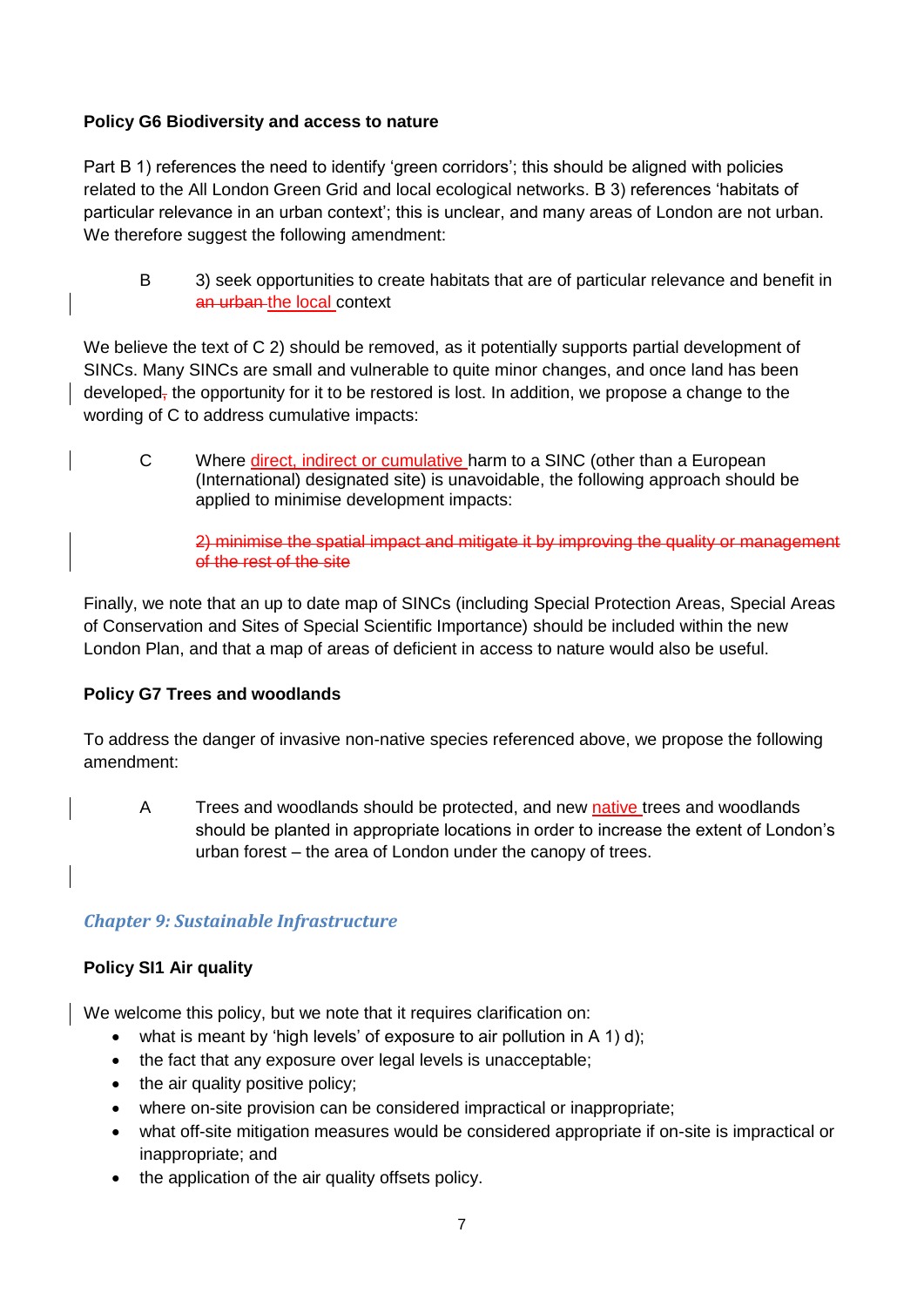**Policy G6 Biodiversity and access to nature**

Part B 1) references the need to identify 'green corridors'; this should be aligned with policies related to the All London Green Grid and local ecological networks. B 3) references 'habitats of particular relevance in an urban context'; this is unclear, and many areas of London are not urban. We therefore suggest the following amendment:

> B 3) seek opportunities to create habitats that are of particular relevance and benefit in ~~an urban~~ the local context

We believe the text of C 2) should be removed, as it potentially supports partial development of SINCs. Many SINCs are small and vulnerable to quite minor changes, and once land has been developed~~,~~ the opportunity for it to be restored is lost. In addition, we propose a change to the wording of C to address cumulative impacts:

> C Where direct, indirect or cumulative harm to a SINC (other than a European (International) designated site) is unavoidable, the following approach should be applied to minimise development impacts:
>
> ~~2) minimise the spatial impact and mitigate it by improving the quality or management of the rest of the site~~

Finally, we note that an up to date map of SINCs (including Special Protection Areas, Special Areas of Conservation and Sites of Special Scientific Importance) should be included within the new London Plan, and that a map of areas of deficient in access to nature would also be useful.

**Policy G7 Trees and woodlands**

To address the danger of invasive non-native species referenced above, we propose the following amendment:

> A Trees and woodlands should be protected, and new native trees and woodlands should be planted in appropriate locations in order to increase the extent of London's urban forest – the area of London under the canopy of trees.

## *Chapter 9: Sustainable Infrastructure*

**Policy SI1 Air quality**

We welcome this policy, but we note that it requires clarification on:

- what is meant by 'high levels' of exposure to air pollution in A 1) d);
- the fact that any exposure over legal levels is unacceptable;
- the air quality positive policy;
- where on-site provision can be considered impractical or inappropriate;
- what off-site mitigation measures would be considered appropriate if on-site is impractical or inappropriate; and
- the application of the air quality offsets policy.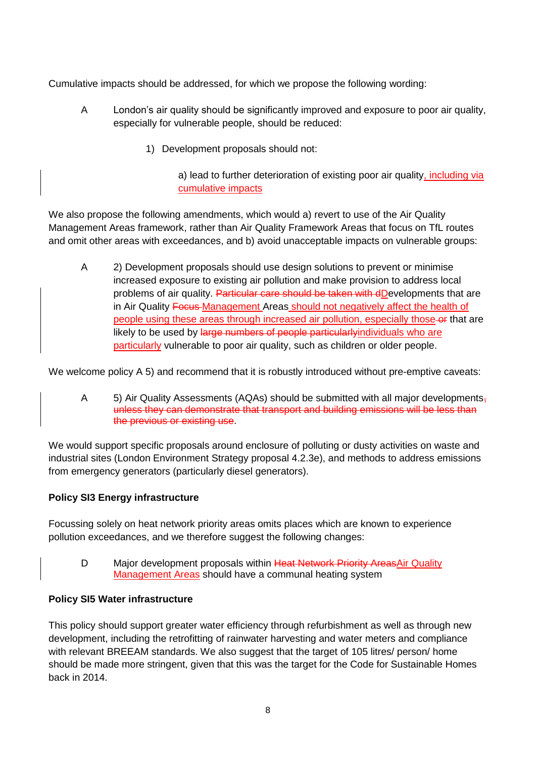Cumulative impacts should be addressed, for which we propose the following wording:

A London's air quality should be significantly improved and exposure to poor air quality, especially for vulnerable people, should be reduced:

1) Development proposals should not:

a) lead to further deterioration of existing poor air quality, including via cumulative impacts

We also propose the following amendments, which would a) revert to use of the Air Quality Management Areas framework, rather than Air Quality Framework Areas that focus on TfL routes and omit other areas with exceedances, and b) avoid unacceptable impacts on vulnerable groups:

A 2) Development proposals should use design solutions to prevent or minimise increased exposure to existing air pollution and make provision to address local problems of air quality. ~~Particular care should be taken with d~~Developments that are in Air Quality ~~Focus~~ Management Areas should not negatively affect the health of people using these areas through increased air pollution, especially those ~~or~~ that are likely to be used by ~~large numbers of people particularly~~individuals who are particularly vulnerable to poor air quality, such as children or older people.

We welcome policy A 5) and recommend that it is robustly introduced without pre-emptive caveats:

A 5) Air Quality Assessments (AQAs) should be submitted with all major developments~~, unless they can demonstrate that transport and building emissions will be less than the previous or existing use~~.

We would support specific proposals around enclosure of polluting or dusty activities on waste and industrial sites (London Environment Strategy proposal 4.2.3e), and methods to address emissions from emergency generators (particularly diesel generators).

**Policy SI3 Energy infrastructure**

Focussing solely on heat network priority areas omits places which are known to experience pollution exceedances, and we therefore suggest the following changes:

D Major development proposals within ~~Heat Network Priority Areas~~Air Quality Management Areas should have a communal heating system

**Policy SI5 Water infrastructure**

This policy should support greater water efficiency through refurbishment as well as through new development, including the retrofitting of rainwater harvesting and water meters and compliance with relevant BREEAM standards. We also suggest that the target of 105 litres/ person/ home should be made more stringent, given that this was the target for the Code for Sustainable Homes back in 2014.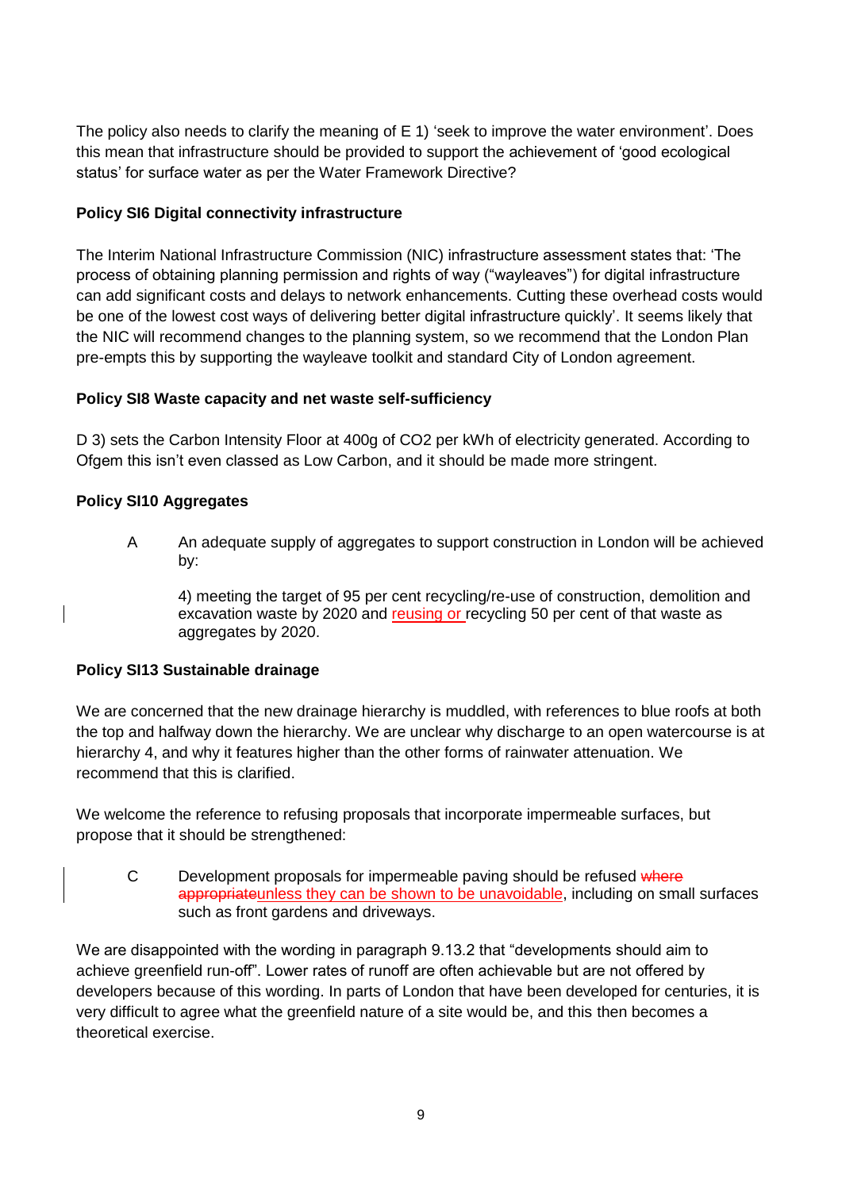The policy also needs to clarify the meaning of E 1) 'seek to improve the water environment'. Does this mean that infrastructure should be provided to support the achievement of 'good ecological status' for surface water as per the Water Framework Directive?

**Policy SI6 Digital connectivity infrastructure**

The Interim National Infrastructure Commission (NIC) infrastructure assessment states that: 'The process of obtaining planning permission and rights of way ("wayleaves") for digital infrastructure can add significant costs and delays to network enhancements. Cutting these overhead costs would be one of the lowest cost ways of delivering better digital infrastructure quickly'. It seems likely that the NIC will recommend changes to the planning system, so we recommend that the London Plan pre-empts this by supporting the wayleave toolkit and standard City of London agreement.

**Policy SI8 Waste capacity and net waste self-sufficiency**

D 3) sets the Carbon Intensity Floor at 400g of $CO_2$ per kWh of electricity generated. According to Ofgem this isn't even classed as Low Carbon, and it should be made more stringent.

**Policy SI10 Aggregates**

A An adequate supply of aggregates to support construction in London will be achieved by:

4) meeting the target of 95 per cent recycling/re-use of construction, demolition and excavation waste by 2020 and <ins>reusing or </ins>recycling 50 per cent of that waste as aggregates by 2020.

**Policy SI13 Sustainable drainage**

We are concerned that the new drainage hierarchy is muddled, with references to blue roofs at both the top and halfway down the hierarchy. We are unclear why discharge to an open watercourse is at hierarchy 4, and why it features higher than the other forms of rainwater attenuation. We recommend that this is clarified.

We welcome the reference to refusing proposals that incorporate impermeable surfaces, but propose that it should be strengthened:

C Development proposals for impermeable paving should be refused ~~where appropriate~~<ins>unless they can be shown to be unavoidable</ins>, including on small surfaces such as front gardens and driveways.

We are disappointed with the wording in paragraph 9.13.2 that "developments should aim to achieve greenfield run-off". Lower rates of runoff are often achievable but are not offered by developers because of this wording. In parts of London that have been developed for centuries, it is very difficult to agree what the greenfield nature of a site would be, and this then becomes a theoretical exercise.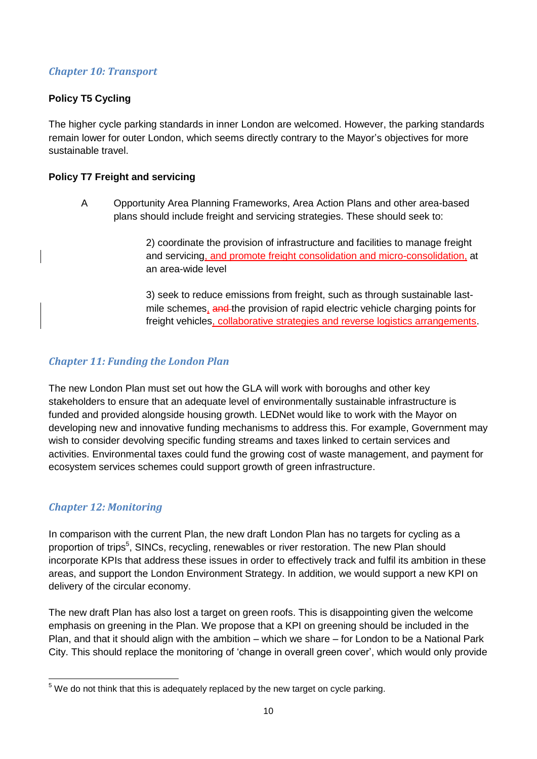### *Chapter 10: Transport*

**Policy T5 Cycling**

The higher cycle parking standards in inner London are welcomed. However, the parking standards remain lower for outer London, which seems directly contrary to the Mayor's objectives for more sustainable travel.

**Policy T7 Freight and servicing**

A Opportunity Area Planning Frameworks, Area Action Plans and other area-based plans should include freight and servicing strategies. These should seek to:

> 2) coordinate the provision of infrastructure and facilities to manage freight and servicing, and promote freight consolidation and micro-consolidation, at an area-wide level
>
> 3) seek to reduce emissions from freight, such as through sustainable last-mile schemes, ~~and~~ the provision of rapid electric vehicle charging points for freight vehicles, collaborative strategies and reverse logistics arrangements.

### *Chapter 11: Funding the London Plan*

The new London Plan must set out how the GLA will work with boroughs and other key stakeholders to ensure that an adequate level of environmentally sustainable infrastructure is funded and provided alongside housing growth. LEDNet would like to work with the Mayor on developing new and innovative funding mechanisms to address this. For example, Government may wish to consider devolving specific funding streams and taxes linked to certain services and activities. Environmental taxes could fund the growing cost of waste management, and payment for ecosystem services schemes could support growth of green infrastructure.

### *Chapter 12: Monitoring*

In comparison with the current Plan, the new draft London Plan has no targets for cycling as a proportion of trips[5], SINCs, recycling, renewables or river restoration. The new Plan should incorporate KPIs that address these issues in order to effectively track and fulfil its ambition in these areas, and support the London Environment Strategy. In addition, we would support a new KPI on delivery of the circular economy.

The new draft Plan has also lost a target on green roofs. This is disappointing given the welcome emphasis on greening in the Plan. We propose that a KPI on greening should be included in the Plan, and that it should align with the ambition – which we share – for London to be a National Park City. This should replace the monitoring of 'change in overall green cover', which would only provide

[5] We do not think that this is adequately replaced by the new target on cycle parking.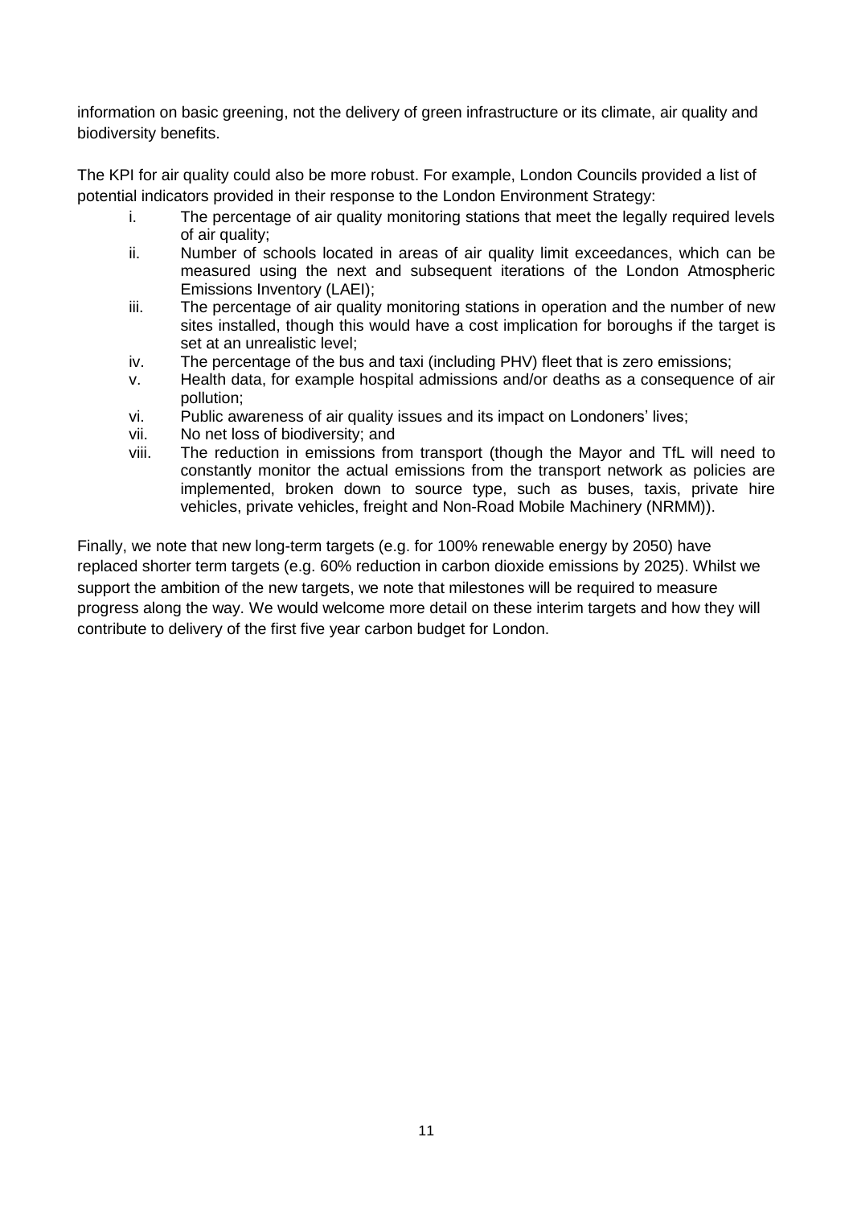information on basic greening, not the delivery of green infrastructure or its climate, air quality and biodiversity benefits.

The KPI for air quality could also be more robust. For example, London Councils provided a list of potential indicators provided in their response to the London Environment Strategy:

i. The percentage of air quality monitoring stations that meet the legally required levels of air quality;
ii. Number of schools located in areas of air quality limit exceedances, which can be measured using the next and subsequent iterations of the London Atmospheric Emissions Inventory (LAEI);
iii. The percentage of air quality monitoring stations in operation and the number of new sites installed, though this would have a cost implication for boroughs if the target is set at an unrealistic level;
iv. The percentage of the bus and taxi (including PHV) fleet that is zero emissions;
v. Health data, for example hospital admissions and/or deaths as a consequence of air pollution;
vi. Public awareness of air quality issues and its impact on Londoners' lives;
vii. No net loss of biodiversity; and
viii. The reduction in emissions from transport (though the Mayor and TfL will need to constantly monitor the actual emissions from the transport network as policies are implemented, broken down to source type, such as buses, taxis, private hire vehicles, private vehicles, freight and Non-Road Mobile Machinery (NRMM)).

Finally, we note that new long-term targets (e.g. for 100% renewable energy by 2050) have replaced shorter term targets (e.g. 60% reduction in carbon dioxide emissions by 2025). Whilst we support the ambition of the new targets, we note that milestones will be required to measure progress along the way. We would welcome more detail on these interim targets and how they will contribute to delivery of the first five year carbon budget for London.